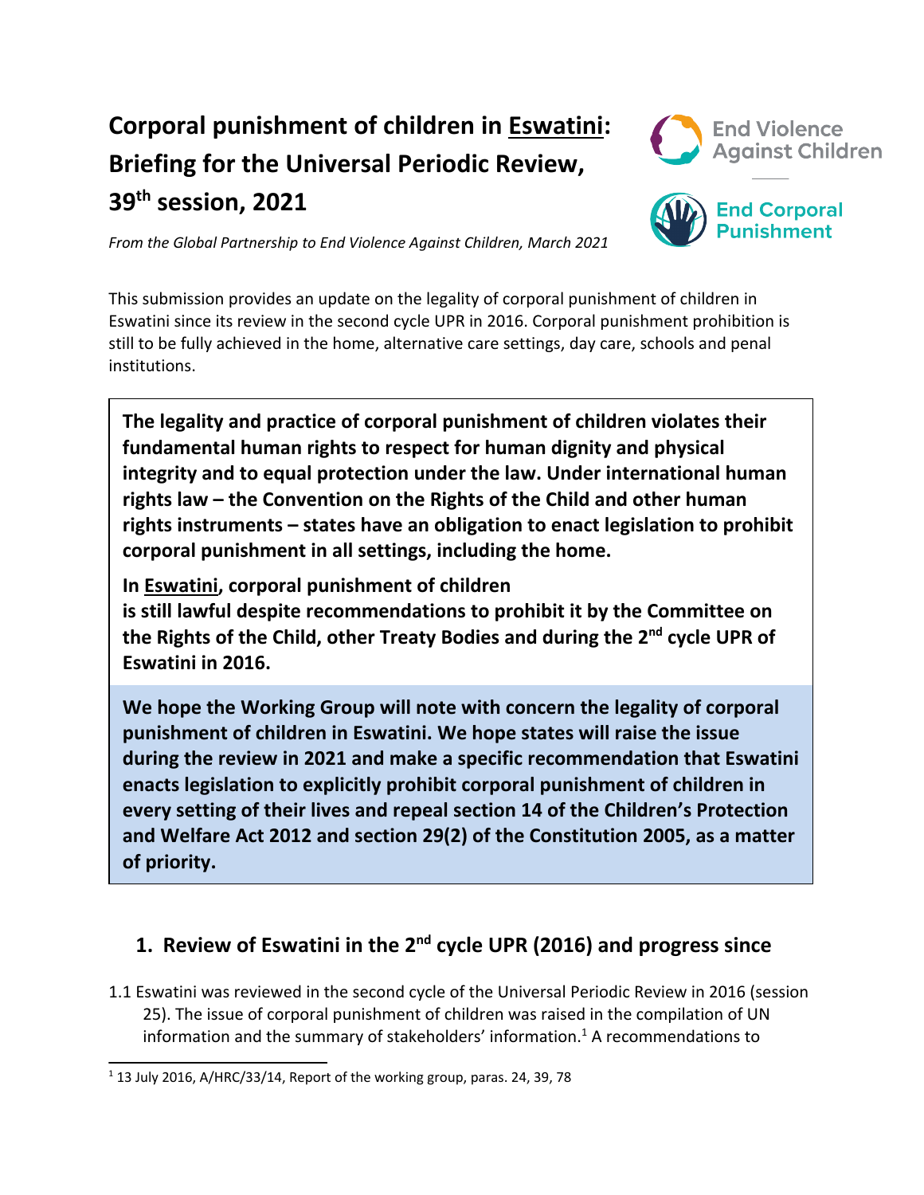# Corporal punishment of children in Eswatini: Briefing for the Universal Periodic Review, 39th session, 2021

*From the Global Partnership to End Violence Against Children, March 2021*

This submission provides an update on the legality of corporal punishment of children in Eswatini since its review in the second cycle UPR in 2016. Corporal punishment prohibition is still to be fully achieved in the home, alternative care settings, day care, schools and penal institutions.

**The legality and practice of corporal punishment of children violates their fundamental human rights to respect for human dignity and physical integrity and to equal protection under the law. Under international human rights law – the Convention on the Rights of the Child and other human rights instruments – states have an obligation to enact legislation to prohibit corporal punishment in all settings, including the home.**

**In Eswatini, corporal punishment of children is still lawful despite recommendations to prohibit it by the Committee on the Rights of the Child, other Treaty Bodies and during the 2nd cycle UPR of Eswatini in 2016.**

**We hope the Working Group will note with concern the legality of corporal punishment of children in Eswatini. We hope states will raise the issue during the review in 2021 and make a specific recommendation that Eswatini enacts legislation to explicitly prohibit corporal punishment of children in every setting of their lives and repeal section 14 of the Children's Protection and Welfare Act 2012 and section 29(2) of the Constitution 2005, as a matter of priority.**

## 1. Review of Eswatini in the 2nd cycle UPR (2016) and progress since

1.1 Eswatini was reviewed in the second cycle of the Universal Periodic Review in 2016 (session 25). The issue of corporal punishment of children was raised in the compilation of UN information and the summary of stakeholders' information.[1] A recommendations to

[1] 13 July 2016, A/HRC/33/14, Report of the working group, paras. 24, 39, 78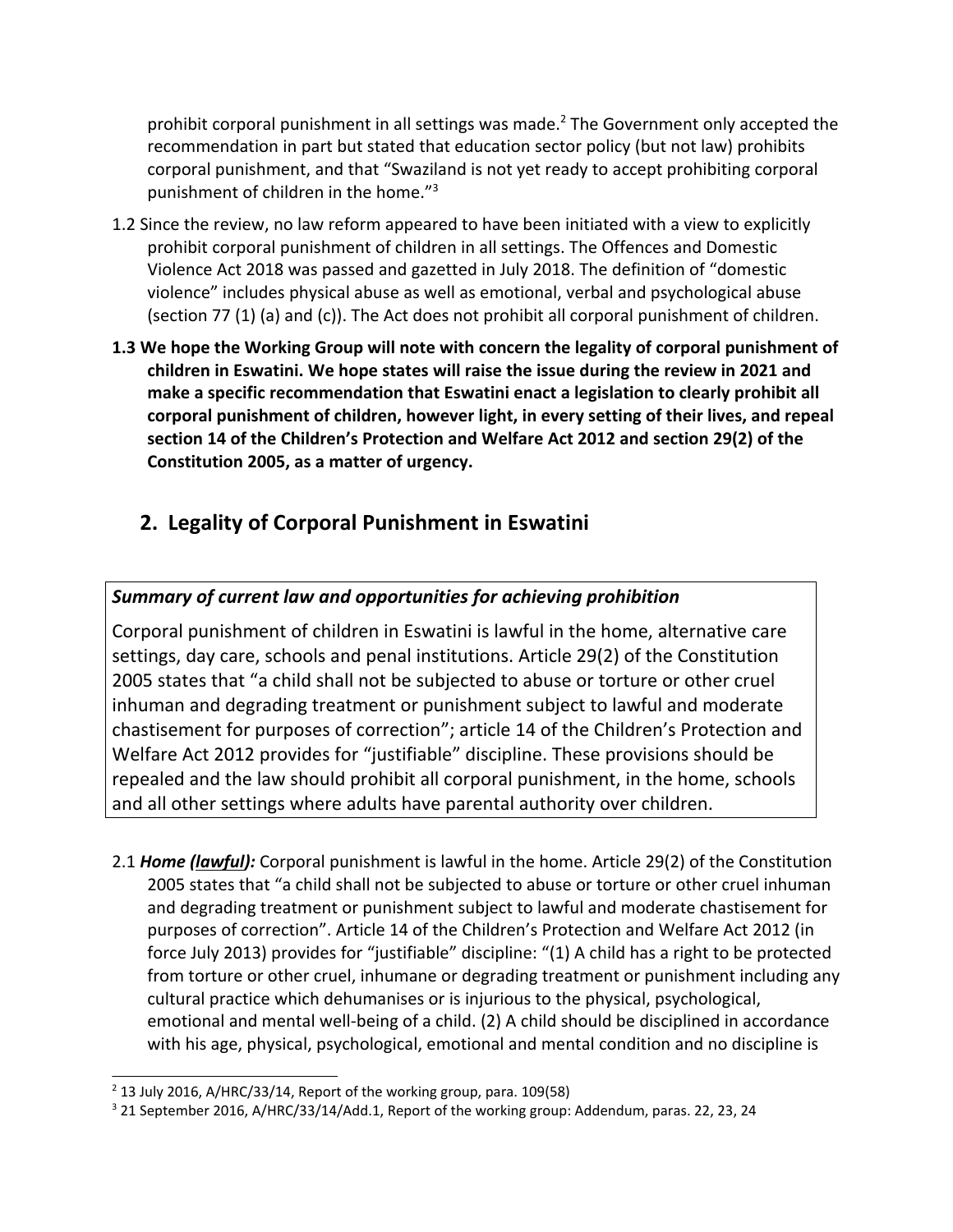prohibit corporal punishment in all settings was made.[2] The Government only accepted the recommendation in part but stated that education sector policy (but not law) prohibits corporal punishment, and that "Swaziland is not yet ready to accept prohibiting corporal punishment of children in the home."[3]

1.2 Since the review, no law reform appeared to have been initiated with a view to explicitly prohibit corporal punishment of children in all settings. The Offences and Domestic Violence Act 2018 was passed and gazetted in July 2018. The definition of "domestic violence" includes physical abuse as well as emotional, verbal and psychological abuse (section 77 (1) (a) and (c)). The Act does not prohibit all corporal punishment of children.

**1.3 We hope the Working Group will note with concern the legality of corporal punishment of children in Eswatini. We hope states will raise the issue during the review in 2021 and make a specific recommendation that Eswatini enact a legislation to clearly prohibit all corporal punishment of children, however light, in every setting of their lives, and repeal section 14 of the Children's Protection and Welfare Act 2012 and section 29(2) of the Constitution 2005, as a matter of urgency.**

## 2. Legality of Corporal Punishment in Eswatini

***Summary of current law and opportunities for achieving prohibition***

Corporal punishment of children in Eswatini is lawful in the home, alternative care settings, day care, schools and penal institutions. Article 29(2) of the Constitution 2005 states that "a child shall not be subjected to abuse or torture or other cruel inhuman and degrading treatment or punishment subject to lawful and moderate chastisement for purposes of correction"; article 14 of the Children's Protection and Welfare Act 2012 provides for "justifiable" discipline. These provisions should be repealed and the law should prohibit all corporal punishment, in the home, schools and all other settings where adults have parental authority over children.

2.1 ***Home (lawful):*** Corporal punishment is lawful in the home. Article 29(2) of the Constitution 2005 states that "a child shall not be subjected to abuse or torture or other cruel inhuman and degrading treatment or punishment subject to lawful and moderate chastisement for purposes of correction". Article 14 of the Children's Protection and Welfare Act 2012 (in force July 2013) provides for "justifiable" discipline: "(1) A child has a right to be protected from torture or other cruel, inhumane or degrading treatment or punishment including any cultural practice which dehumanises or is injurious to the physical, psychological, emotional and mental well-being of a child. (2) A child should be disciplined in accordance with his age, physical, psychological, emotional and mental condition and no discipline is

[2] 13 July 2016, A/HRC/33/14, Report of the working group, para. 109(58)

[3] 21 September 2016, A/HRC/33/14/Add.1, Report of the working group: Addendum, paras. 22, 23, 24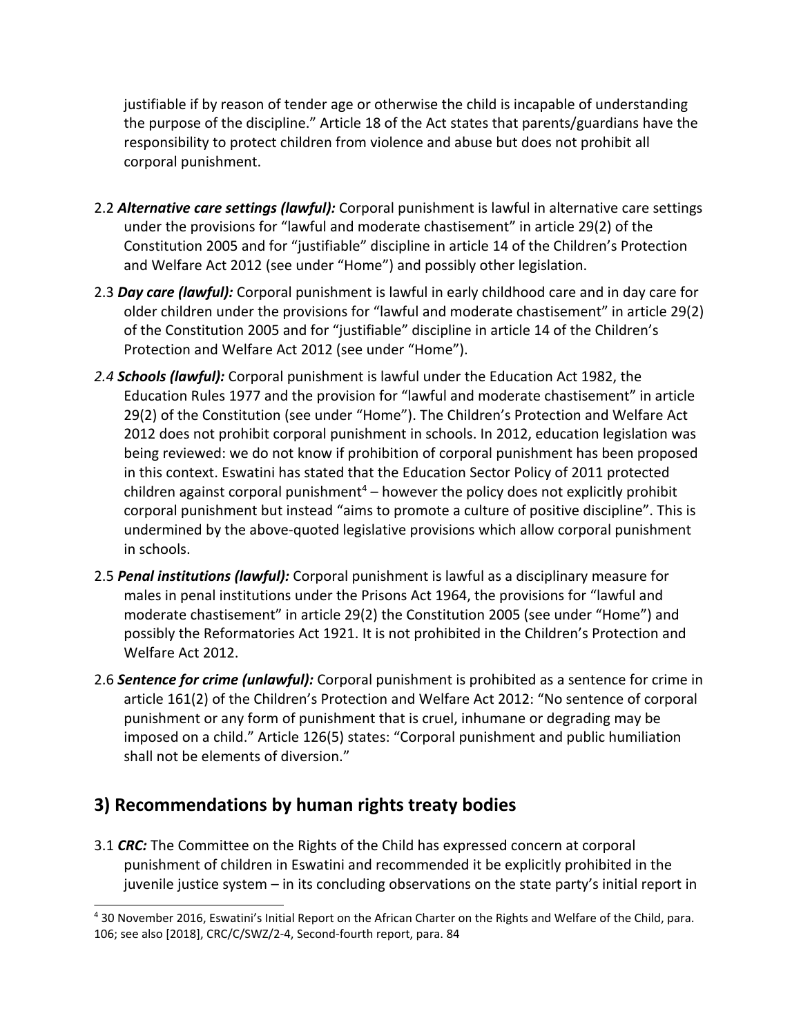justifiable if by reason of tender age or otherwise the child is incapable of understanding the purpose of the discipline." Article 18 of the Act states that parents/guardians have the responsibility to protect children from violence and abuse but does not prohibit all corporal punishment.

2.2 ***Alternative care settings (lawful):*** Corporal punishment is lawful in alternative care settings under the provisions for "lawful and moderate chastisement" in article 29(2) of the Constitution 2005 and for "justifiable" discipline in article 14 of the Children's Protection and Welfare Act 2012 (see under "Home") and possibly other legislation.

2.3 ***Day care (lawful):*** Corporal punishment is lawful in early childhood care and in day care for older children under the provisions for "lawful and moderate chastisement" in article 29(2) of the Constitution 2005 and for "justifiable" discipline in article 14 of the Children's Protection and Welfare Act 2012 (see under "Home").

*2.4* ***Schools (lawful):*** Corporal punishment is lawful under the Education Act 1982, the Education Rules 1977 and the provision for "lawful and moderate chastisement" in article 29(2) of the Constitution (see under "Home"). The Children's Protection and Welfare Act 2012 does not prohibit corporal punishment in schools. In 2012, education legislation was being reviewed: we do not know if prohibition of corporal punishment has been proposed in this context. Eswatini has stated that the Education Sector Policy of 2011 protected children against corporal punishment[4] – however the policy does not explicitly prohibit corporal punishment but instead "aims to promote a culture of positive discipline". This is undermined by the above-quoted legislative provisions which allow corporal punishment in schools.

2.5 ***Penal institutions (lawful):*** Corporal punishment is lawful as a disciplinary measure for males in penal institutions under the Prisons Act 1964, the provisions for "lawful and moderate chastisement" in article 29(2) the Constitution 2005 (see under "Home") and possibly the Reformatories Act 1921. It is not prohibited in the Children's Protection and Welfare Act 2012.

2.6 ***Sentence for crime (unlawful):*** Corporal punishment is prohibited as a sentence for crime in article 161(2) of the Children's Protection and Welfare Act 2012: "No sentence of corporal punishment or any form of punishment that is cruel, inhumane or degrading may be imposed on a child." Article 126(5) states: "Corporal punishment and public humiliation shall not be elements of diversion."

## 3) Recommendations by human rights treaty bodies

3.1 ***CRC:*** The Committee on the Rights of the Child has expressed concern at corporal punishment of children in Eswatini and recommended it be explicitly prohibited in the juvenile justice system – in its concluding observations on the state party's initial report in

[4] 30 November 2016, Eswatini's Initial Report on the African Charter on the Rights and Welfare of the Child, para. 106; see also [2018], CRC/C/SWZ/2-4, Second-fourth report, para. 84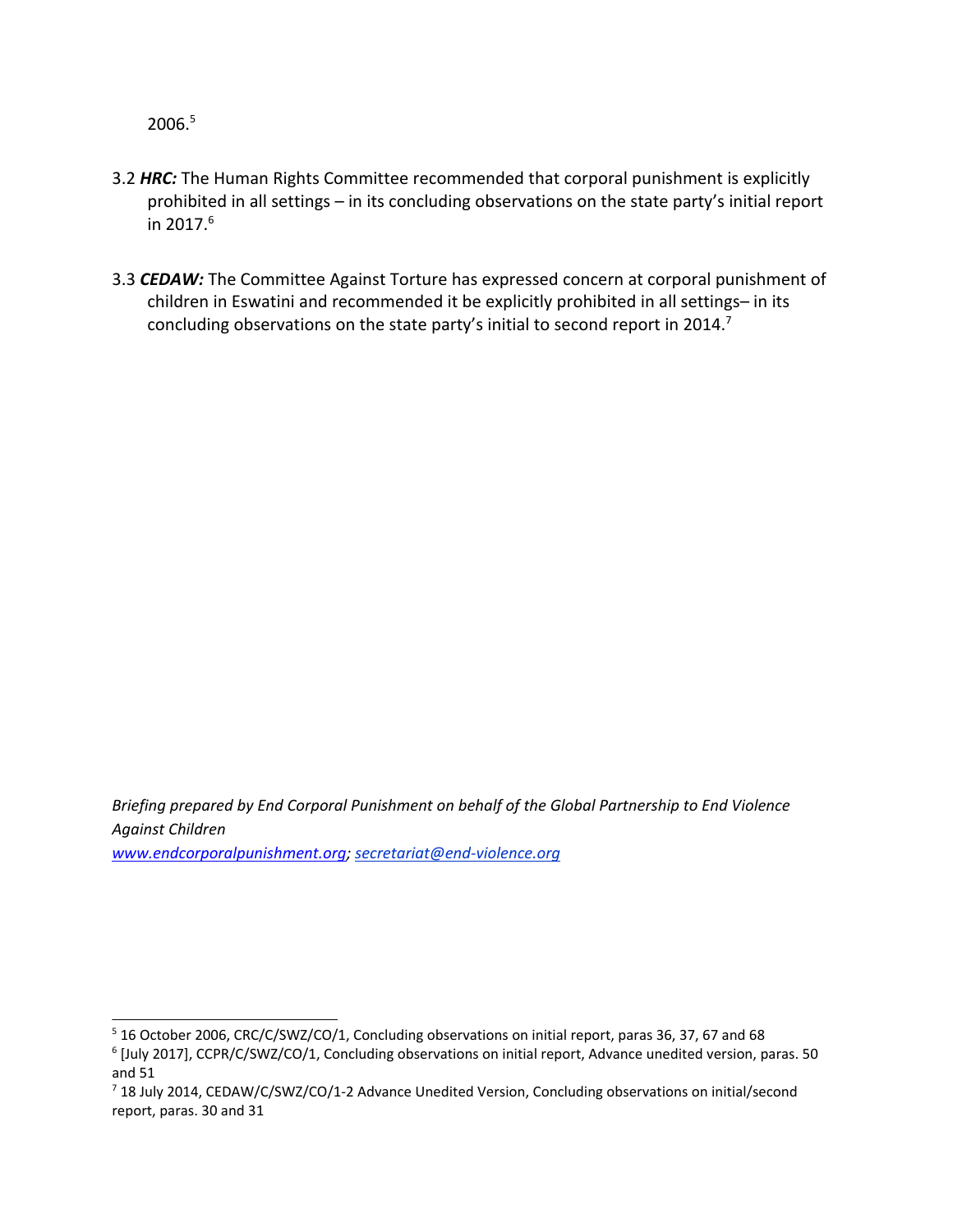2006.[5]

3.2 ***HRC:*** The Human Rights Committee recommended that corporal punishment is explicitly prohibited in all settings – in its concluding observations on the state party's initial report in 2017.[6]

3.3 ***CEDAW:*** The Committee Against Torture has expressed concern at corporal punishment of children in Eswatini and recommended it be explicitly prohibited in all settings– in its concluding observations on the state party's initial to second report in 2014.[7]

*Briefing prepared by End Corporal Punishment on behalf of the Global Partnership to End Violence Against Children*
*www.endcorporalpunishment.org; secretariat@end-violence.org*

---

[5] 16 October 2006, CRC/C/SWZ/CO/1, Concluding observations on initial report, paras 36, 37, 67 and 68

[6] [July 2017], CCPR/C/SWZ/CO/1, Concluding observations on initial report, Advance unedited version, paras. 50 and 51

[7] 18 July 2014, CEDAW/C/SWZ/CO/1-2 Advance Unedited Version, Concluding observations on initial/second report, paras. 30 and 31